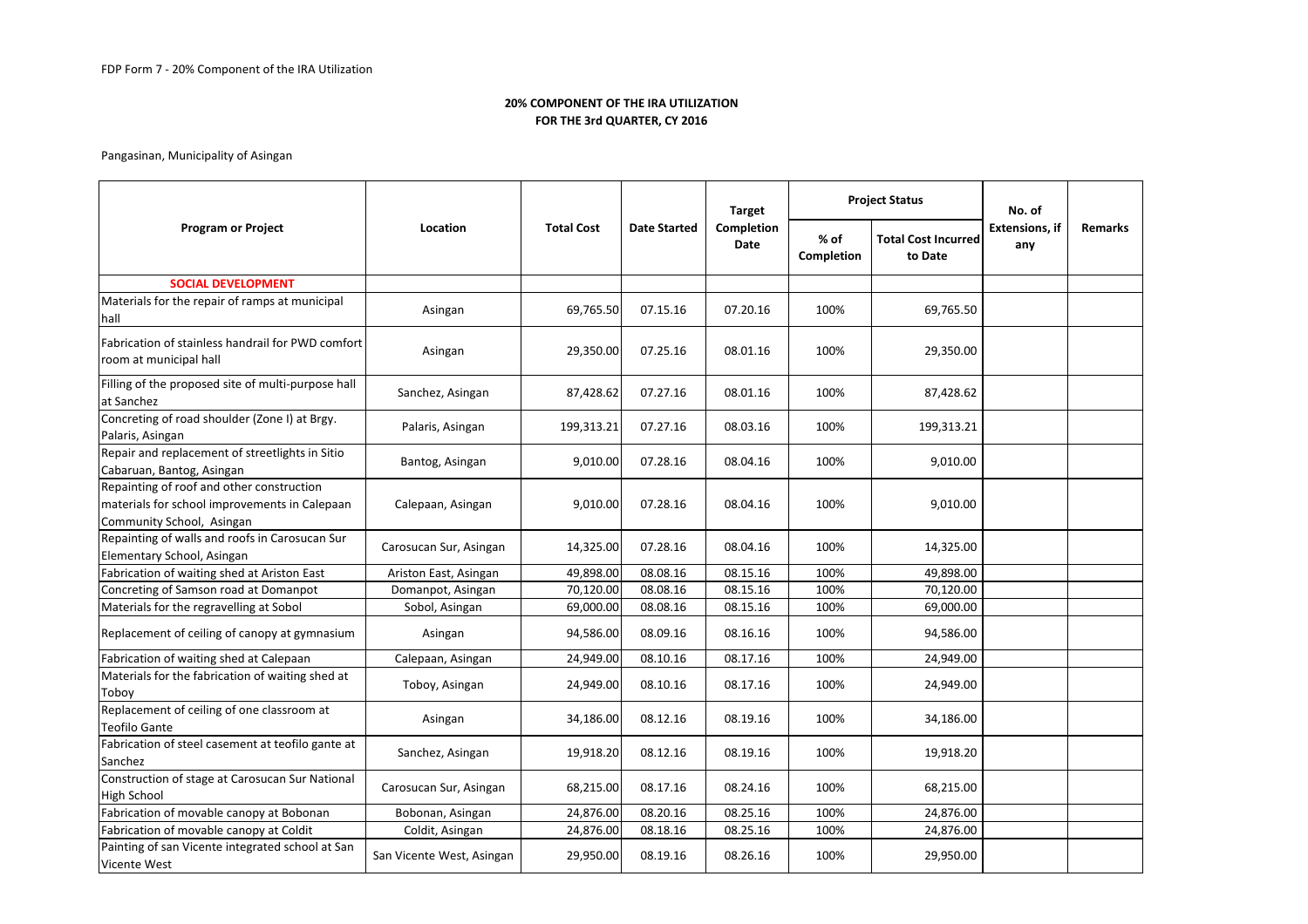FDP Form 7 - 20% Component of the IRA Utilization

**20% COMPONENT OF THE IRA UTILIZATION**
**FOR THE 3rd QUARTER, CY 2016**

Pangasinan, Municipality of Asingan

| Program or Project | Location | Total Cost | Date Started | Target Completion Date | Project Status | | No. of Extensions, if any | Remarks |
|---|---|---|---|---|---|---|---|---|
| | | | | | % of Completion | Total Cost Incurred to Date | | |
| **SOCIAL DEVELOPMENT** | | | | | | | | |
| Materials for the repair of ramps at municipal hall | Asingan | 69,765.50 | 07.15.16 | 07.20.16 | 100% | 69,765.50 | | |
| Fabrication of stainless handrail for PWD comfort room at municipal hall | Asingan | 29,350.00 | 07.25.16 | 08.01.16 | 100% | 29,350.00 | | |
| Filling of the proposed site of multi-purpose hall at Sanchez | Sanchez, Asingan | 87,428.62 | 07.27.16 | 08.01.16 | 100% | 87,428.62 | | |
| Concreting of road shoulder (Zone I) at Brgy. Palaris, Asingan | Palaris, Asingan | 199,313.21 | 07.27.16 | 08.03.16 | 100% | 199,313.21 | | |
| Repair and replacement of streetlights in Sitio Cabaruan, Bantog, Asingan | Bantog, Asingan | 9,010.00 | 07.28.16 | 08.04.16 | 100% | 9,010.00 | | |
| Repainting of roof and other construction materials for school improvements in Calepaan Community School, Asingan | Calepaan, Asingan | 9,010.00 | 07.28.16 | 08.04.16 | 100% | 9,010.00 | | |
| Repainting of walls and roofs in Carosucan Sur Elementary School, Asingan | Carosucan Sur, Asingan | 14,325.00 | 07.28.16 | 08.04.16 | 100% | 14,325.00 | | |
| Fabrication of waiting shed at Ariston East | Ariston East, Asingan | 49,898.00 | 08.08.16 | 08.15.16 | 100% | 49,898.00 | | |
| Concreting of Samson road at Domanpot | Domanpot, Asingan | 70,120.00 | 08.08.16 | 08.15.16 | 100% | 70,120.00 | | |
| Materials for the regravelling at Sobol | Sobol, Asingan | 69,000.00 | 08.08.16 | 08.15.16 | 100% | 69,000.00 | | |
| Replacement of ceiling of canopy at gymnasium | Asingan | 94,586.00 | 08.09.16 | 08.16.16 | 100% | 94,586.00 | | |
| Fabrication of waiting shed at Calepaan | Calepaan, Asingan | 24,949.00 | 08.10.16 | 08.17.16 | 100% | 24,949.00 | | |
| Materials for the fabrication of waiting shed at Toboy | Toboy, Asingan | 24,949.00 | 08.10.16 | 08.17.16 | 100% | 24,949.00 | | |
| Replacement of ceiling of one classroom at Teofilo Gante | Asingan | 34,186.00 | 08.12.16 | 08.19.16 | 100% | 34,186.00 | | |
| Fabrication of steel casement at teofilo gante at Sanchez | Sanchez, Asingan | 19,918.20 | 08.12.16 | 08.19.16 | 100% | 19,918.20 | | |
| Construction of stage at Carosucan Sur National High School | Carosucan Sur, Asingan | 68,215.00 | 08.17.16 | 08.24.16 | 100% | 68,215.00 | | |
| Fabrication of movable canopy at Bobonan | Bobonan, Asingan | 24,876.00 | 08.20.16 | 08.25.16 | 100% | 24,876.00 | | |
| Fabrication of movable canopy at Coldit | Coldit, Asingan | 24,876.00 | 08.18.16 | 08.25.16 | 100% | 24,876.00 | | |
| Painting of san Vicente integrated school at San Vicente West | San Vicente West, Asingan | 29,950.00 | 08.19.16 | 08.26.16 | 100% | 29,950.00 | | |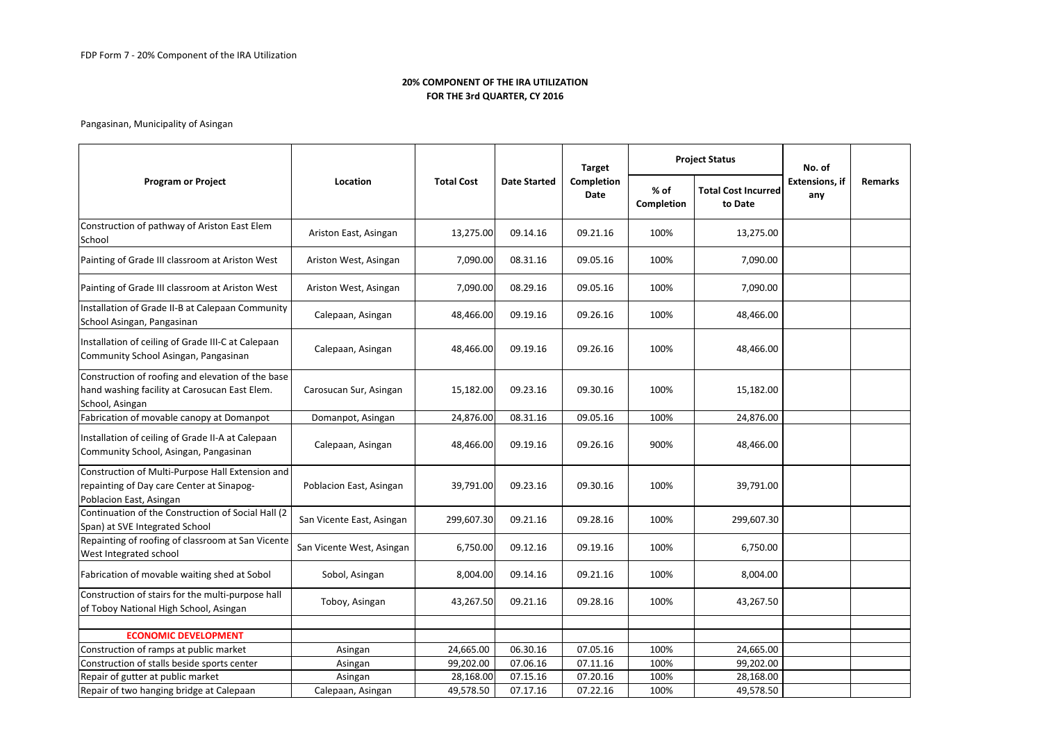FDP Form 7 - 20% Component of the IRA Utilization

## 20% COMPONENT OF THE IRA UTILIZATION
## FOR THE 3rd QUARTER, CY 2016

Pangasinan, Municipality of Asingan

| Program or Project | Location | Total Cost | Date Started | Target Completion Date | Project Status | | No. of Extensions, if any | Remarks |
|---|---|---|---|---|---|---|---|---|
| | | | | | % of Completion | Total Cost Incurred to Date | | |
| Construction of pathway of Ariston East Elem School | Ariston East, Asingan | 13,275.00 | 09.14.16 | 09.21.16 | 100% | 13,275.00 | | |
| Painting of Grade III classroom at Ariston West | Ariston West, Asingan | 7,090.00 | 08.31.16 | 09.05.16 | 100% | 7,090.00 | | |
| Painting of Grade III classroom at Ariston West | Ariston West, Asingan | 7,090.00 | 08.29.16 | 09.05.16 | 100% | 7,090.00 | | |
| Installation of Grade II-B at Calepaan Community School Asingan, Pangasinan | Calepaan, Asingan | 48,466.00 | 09.19.16 | 09.26.16 | 100% | 48,466.00 | | |
| Installation of ceiling of Grade III-C at Calepaan Community School Asingan, Pangasinan | Calepaan, Asingan | 48,466.00 | 09.19.16 | 09.26.16 | 100% | 48,466.00 | | |
| Construction of roofing and elevation of the base hand washing facility at Carosucan East Elem. School, Asingan | Carosucan Sur, Asingan | 15,182.00 | 09.23.16 | 09.30.16 | 100% | 15,182.00 | | |
| Fabrication of movable canopy at Domanpot | Domanpot, Asingan | 24,876.00 | 08.31.16 | 09.05.16 | 100% | 24,876.00 | | |
| Installation of ceiling of Grade II-A at Calepaan Community School, Asingan, Pangasinan | Calepaan, Asingan | 48,466.00 | 09.19.16 | 09.26.16 | 900% | 48,466.00 | | |
| Construction of Multi-Purpose Hall Extension and repainting of Day care Center at Sinapog-Poblacion East, Asingan | Poblacion East, Asingan | 39,791.00 | 09.23.16 | 09.30.16 | 100% | 39,791.00 | | |
| Continuation of the Construction of Social Hall (2 Span) at SVE Integrated School | San Vicente East, Asingan | 299,607.30 | 09.21.16 | 09.28.16 | 100% | 299,607.30 | | |
| Repainting of roofing of classroom at San Vicente West Integrated school | San Vicente West, Asingan | 6,750.00 | 09.12.16 | 09.19.16 | 100% | 6,750.00 | | |
| Fabrication of movable waiting shed at Sobol | Sobol, Asingan | 8,004.00 | 09.14.16 | 09.21.16 | 100% | 8,004.00 | | |
| Construction of stairs for the multi-purpose hall of Toboy National High School, Asingan | Toboy, Asingan | 43,267.50 | 09.21.16 | 09.28.16 | 100% | 43,267.50 | | |
| | | | | | | | | |
| **ECONOMIC DEVELOPMENT** | | | | | | | | |
| Construction of ramps at public market | Asingan | 24,665.00 | 06.30.16 | 07.05.16 | 100% | 24,665.00 | | |
| Construction of stalls beside sports center | Asingan | 99,202.00 | 07.06.16 | 07.11.16 | 100% | 99,202.00 | | |
| Repair of gutter at public market | Asingan | 28,168.00 | 07.15.16 | 07.20.16 | 100% | 28,168.00 | | |
| Repair of two hanging bridge at Calepaan | Calepaan, Asingan | 49,578.50 | 07.17.16 | 07.22.16 | 100% | 49,578.50 | | |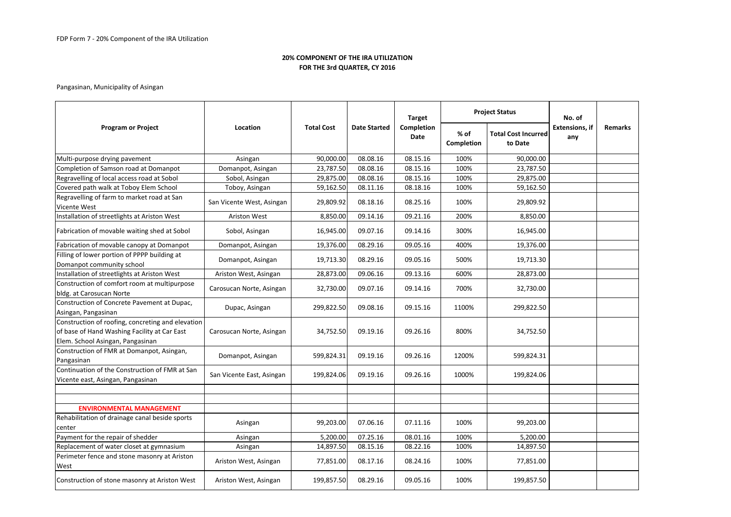FDP Form 7 - 20% Component of the IRA Utilization

## 20% COMPONENT OF THE IRA UTILIZATION
## FOR THE 3rd QUARTER, CY 2016

Pangasinan, Municipality of Asingan

| Program or Project | Location | Total Cost | Date Started | Target Completion Date | Project Status | | No. of Extensions, if any | Remarks |
|---|---|---|---|---|---|---|---|---|
| | | | | | % of Completion | Total Cost Incurred to Date | | |
| Multi-purpose drying pavement | Asingan | 90,000.00 | 08.08.16 | 08.15.16 | 100% | 90,000.00 | | |
| Completion of Samson road at Domanpot | Domanpot, Asingan | 23,787.50 | 08.08.16 | 08.15.16 | 100% | 23,787.50 | | |
| Regravelling of local access road at Sobol | Sobol, Asingan | 29,875.00 | 08.08.16 | 08.15.16 | 100% | 29,875.00 | | |
| Covered path walk at Toboy Elem School | Toboy, Asingan | 59,162.50 | 08.11.16 | 08.18.16 | 100% | 59,162.50 | | |
| Regravelling of farm to market road at San Vicente West | San Vicente West, Asingan | 29,809.92 | 08.18.16 | 08.25.16 | 100% | 29,809.92 | | |
| Installation of streetlights at Ariston West | Ariston West | 8,850.00 | 09.14.16 | 09.21.16 | 200% | 8,850.00 | | |
| Fabrication of movable waiting shed at Sobol | Sobol, Asingan | 16,945.00 | 09.07.16 | 09.14.16 | 300% | 16,945.00 | | |
| Fabrication of movable canopy at Domanpot | Domanpot, Asingan | 19,376.00 | 08.29.16 | 09.05.16 | 400% | 19,376.00 | | |
| Filling of lower portion of PPPP building at Domanpot community school | Domanpot, Asingan | 19,713.30 | 08.29.16 | 09.05.16 | 500% | 19,713.30 | | |
| Installation of streetlights at Ariston West | Ariston West, Asingan | 28,873.00 | 09.06.16 | 09.13.16 | 600% | 28,873.00 | | |
| Construction of comfort room at multipurpose bldg. at Carosucan Norte | Carosucan Norte, Asingan | 32,730.00 | 09.07.16 | 09.14.16 | 700% | 32,730.00 | | |
| Construction of Concrete Pavement at Dupac, Asingan, Pangasinan | Dupac, Asingan | 299,822.50 | 09.08.16 | 09.15.16 | 1100% | 299,822.50 | | |
| Construction of roofing, concreting and elevation of base of Hand Washing Facility at Car East Elem. School Asingan, Pangasinan | Carosucan Norte, Asingan | 34,752.50 | 09.19.16 | 09.26.16 | 800% | 34,752.50 | | |
| Construction of FMR at Domanpot, Asingan, Pangasinan | Domanpot, Asingan | 599,824.31 | 09.19.16 | 09.26.16 | 1200% | 599,824.31 | | |
| Continuation of the Construction of FMR at San Vicente east, Asingan, Pangasinan | San Vicente East, Asingan | 199,824.06 | 09.19.16 | 09.26.16 | 1000% | 199,824.06 | | |
| | | | | | | | | |
| | | | | | | | | |
| **ENVIRONMENTAL MANAGEMENT** | | | | | | | | |
| Rehabilitation of drainage canal beside sports center | Asingan | 99,203.00 | 07.06.16 | 07.11.16 | 100% | 99,203.00 | | |
| Payment for the repair of shedder | Asingan | 5,200.00 | 07.25.16 | 08.01.16 | 100% | 5,200.00 | | |
| Replacement of water closet at gymnasium | Asingan | 14,897.50 | 08.15.16 | 08.22.16 | 100% | 14,897.50 | | |
| Perimeter fence and stone masonry at Ariston West | Ariston West, Asingan | 77,851.00 | 08.17.16 | 08.24.16 | 100% | 77,851.00 | | |
| Construction of stone masonry at Ariston West | Ariston West, Asingan | 199,857.50 | 08.29.16 | 09.05.16 | 100% | 199,857.50 | | |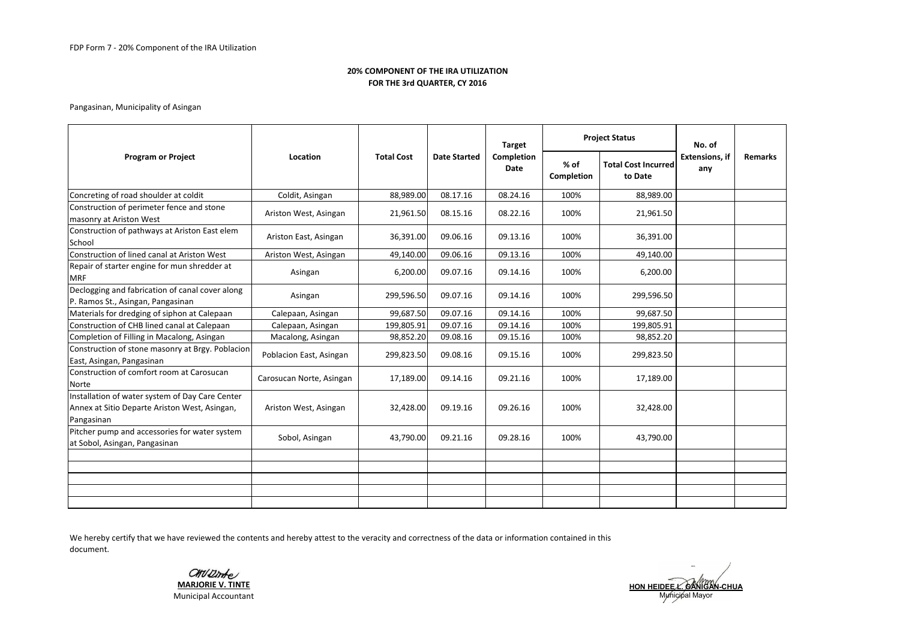FDP Form 7 - 20% Component of the IRA Utilization

**20% COMPONENT OF THE IRA UTILIZATION**
**FOR THE 3rd QUARTER, CY 2016**

Pangasinan, Municipality of Asingan

| Program or Project | Location | Total Cost | Date Started | Target Completion Date | Project Status | | No. of Extensions, if any | Remarks |
|---|---|---|---|---|---|---|---|---|
| | | | | | % of Completion | Total Cost Incurred to Date | | |
| Concreting of road shoulder at coldit | Coldit, Asingan | 88,989.00 | 08.17.16 | 08.24.16 | 100% | 88,989.00 | | |
| Construction of perimeter fence and stone masonry at Ariston West | Ariston West, Asingan | 21,961.50 | 08.15.16 | 08.22.16 | 100% | 21,961.50 | | |
| Construction of pathways at Ariston East elem School | Ariston East, Asingan | 36,391.00 | 09.06.16 | 09.13.16 | 100% | 36,391.00 | | |
| Construction of lined canal at Ariston West | Ariston West, Asingan | 49,140.00 | 09.06.16 | 09.13.16 | 100% | 49,140.00 | | |
| Repair of starter engine for mun shredder at MRF | Asingan | 6,200.00 | 09.07.16 | 09.14.16 | 100% | 6,200.00 | | |
| Declogging and fabrication of canal cover along P. Ramos St., Asingan, Pangasinan | Asingan | 299,596.50 | 09.07.16 | 09.14.16 | 100% | 299,596.50 | | |
| Materials for dredging of siphon at Calepaan | Calepaan, Asingan | 99,687.50 | 09.07.16 | 09.14.16 | 100% | 99,687.50 | | |
| Construction of CHB lined canal at Calepaan | Calepaan, Asingan | 199,805.91 | 09.07.16 | 09.14.16 | 100% | 199,805.91 | | |
| Completion of Filling in Macalong, Asingan | Macalong, Asingan | 98,852.20 | 09.08.16 | 09.15.16 | 100% | 98,852.20 | | |
| Construction of stone masonry at Brgy. Poblacion East, Asingan, Pangasinan | Poblacion East, Asingan | 299,823.50 | 09.08.16 | 09.15.16 | 100% | 299,823.50 | | |
| Construction of comfort room at Carosucan Norte | Carosucan Norte, Asingan | 17,189.00 | 09.14.16 | 09.21.16 | 100% | 17,189.00 | | |
| Installation of water system of Day Care Center Annex at Sitio Departe Ariston West, Asingan, Pangasinan | Ariston West, Asingan | 32,428.00 | 09.19.16 | 09.26.16 | 100% | 32,428.00 | | |
| Pitcher pump and accessories for water system at Sobol, Asingan, Pangasinan | Sobol, Asingan | 43,790.00 | 09.21.16 | 09.28.16 | 100% | 43,790.00 | | |
| | | | | | | | | |
| | | | | | | | | |
| | | | | | | | | |
| | | | | | | | | |
| | | | | | | | | |

We hereby certify that we have reviewed the contents and hereby attest to the veracity and correctness of the data or information contained in this document.

**MARJORIE V. TINTE**
Municipal Accountant

**HON HEIDEE L. GANIGAN-CHUA**
Municipal Mayor